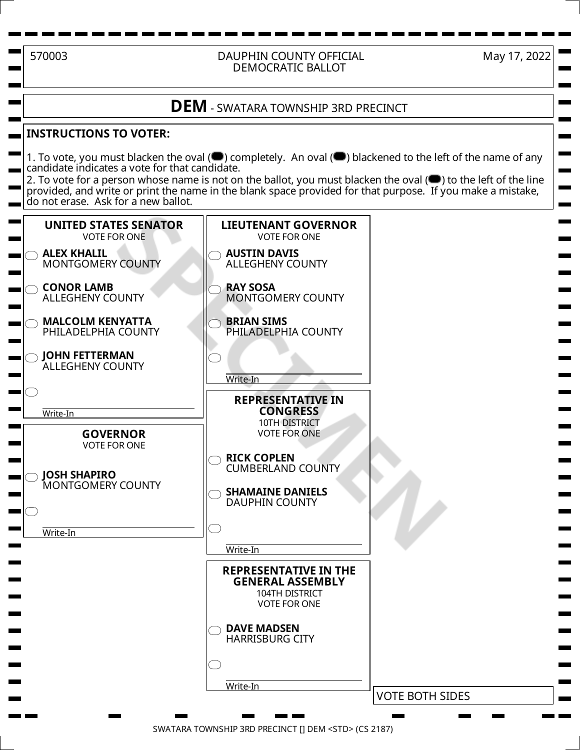570003

DAUPHIN COUNTY OFFICIAL
DEMOCRATIC BALLOT

May 17, 2022

# DEM - SWATARA TOWNSHIP 3RD PRECINCT

**INSTRUCTIONS TO VOTER:**

1. To vote, you must blacken the oval (⬬) completely. An oval (⬬) blackened to the left of the name of any candidate indicates a vote for that candidate.
2. To vote for a person whose name is not on the ballot, you must blacken the oval (⬬) to the left of the line provided, and write or print the name in the blank space provided for that purpose. If you make a mistake, do not erase. Ask for a new ballot.

## UNITED STATES SENATOR
VOTE FOR ONE

- ⬭ **ALEX KHALIL** MONTGOMERY COUNTY
- ⬭ **CONOR LAMB** ALLEGHENY COUNTY
- ⬭ **MALCOLM KENYATTA** PHILADELPHIA COUNTY
- ⬭ **JOHN FETTERMAN** ALLEGHENY COUNTY
- ⬭ ______________ Write-In

## GOVERNOR
VOTE FOR ONE

- ⬭ **JOSH SHAPIRO** MONTGOMERY COUNTY
- ⬭ ______________ Write-In

## LIEUTENANT GOVERNOR
VOTE FOR ONE

- ⬭ **AUSTIN DAVIS** ALLEGHENY COUNTY
- ⬭ **RAY SOSA** MONTGOMERY COUNTY
- ⬭ **BRIAN SIMS** PHILADELPHIA COUNTY
- ⬭ ______________ Write-In

## REPRESENTATIVE IN CONGRESS
10TH DISTRICT
VOTE FOR ONE

- ⬭ **RICK COPLEN** CUMBERLAND COUNTY
- ⬭ **SHAMAINE DANIELS** DAUPHIN COUNTY
- ⬭ ______________ Write-In

## REPRESENTATIVE IN THE GENERAL ASSEMBLY
104TH DISTRICT
VOTE FOR ONE

- ⬭ **DAVE MADSEN** HARRISBURG CITY
- ⬭ ______________ Write-In

VOTE BOTH SIDES

SWATARA TOWNSHIP 3RD PRECINCT [] DEM <STD> (CS 2187)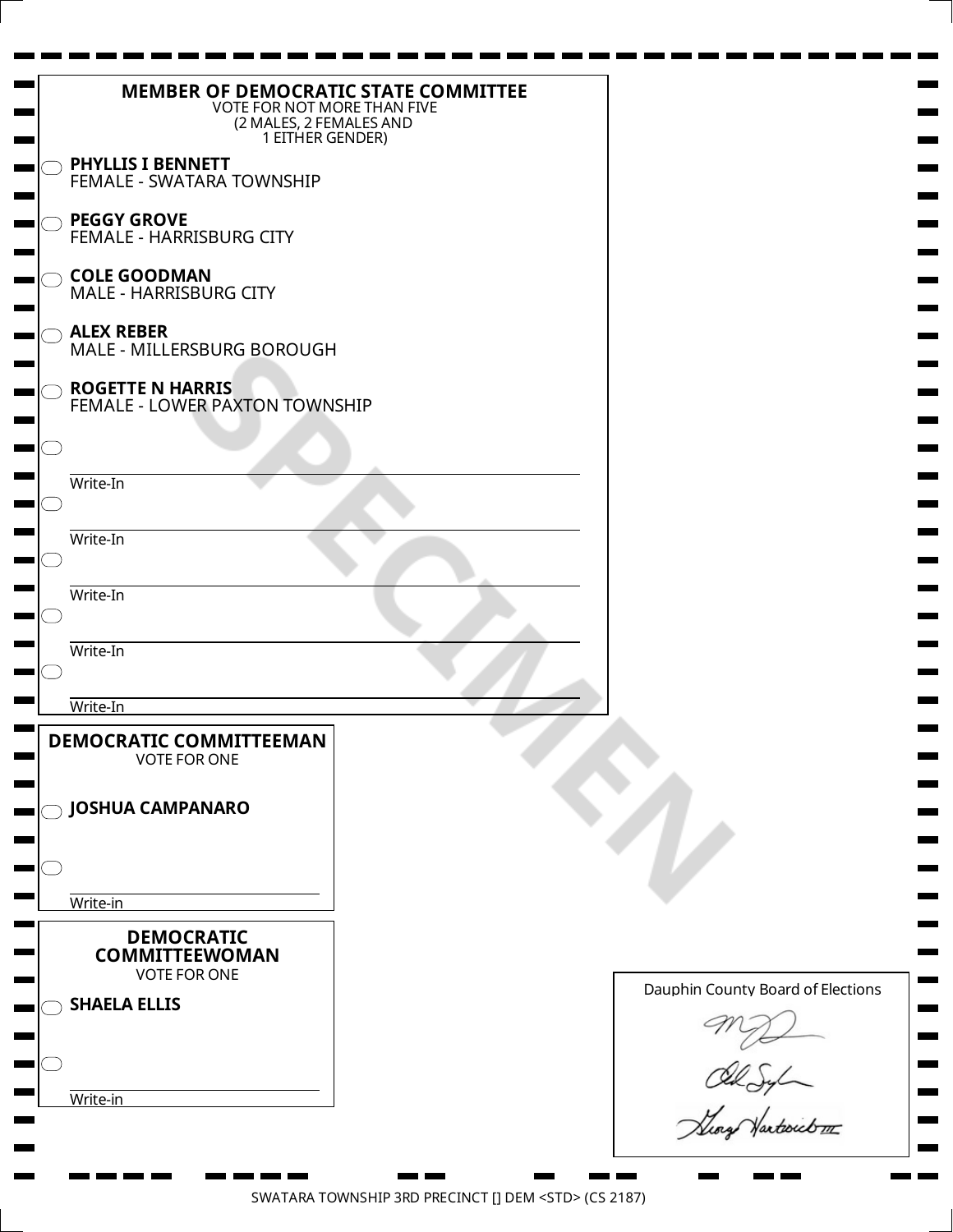## MEMBER OF DEMOCRATIC STATE COMMITTEE

VOTE FOR NOT MORE THAN FIVE
(2 MALES, 2 FEMALES AND
1 EITHER GENDER)

- ⬭ **PHYLLIS I BENNETT**
  FEMALE - SWATARA TOWNSHIP
- ⬭ **PEGGY GROVE**
  FEMALE - HARRISBURG CITY
- ⬭ **COLE GOODMAN**
  MALE - HARRISBURG CITY
- ⬭ **ALEX REBER**
  MALE - MILLERSBURG BOROUGH
- ⬭ **ROGETTE N HARRIS**
  FEMALE - LOWER PAXTON TOWNSHIP
- ⬭ Write-In
- ⬭ Write-In
- ⬭ Write-In
- ⬭ Write-In
- ⬭ Write-In

## DEMOCRATIC COMMITTEEMAN

VOTE FOR ONE

- ⬭ **JOSHUA CAMPANARO**
- ⬭ Write-in

## DEMOCRATIC COMMITTEEWOMAN

VOTE FOR ONE

- ⬭ **SHAELA ELLIS**
- ⬭ Write-in

Dauphin County Board of Elections

SPECIMEN

SWATARA TOWNSHIP 3RD PRECINCT [] DEM <STD> (CS 2187)